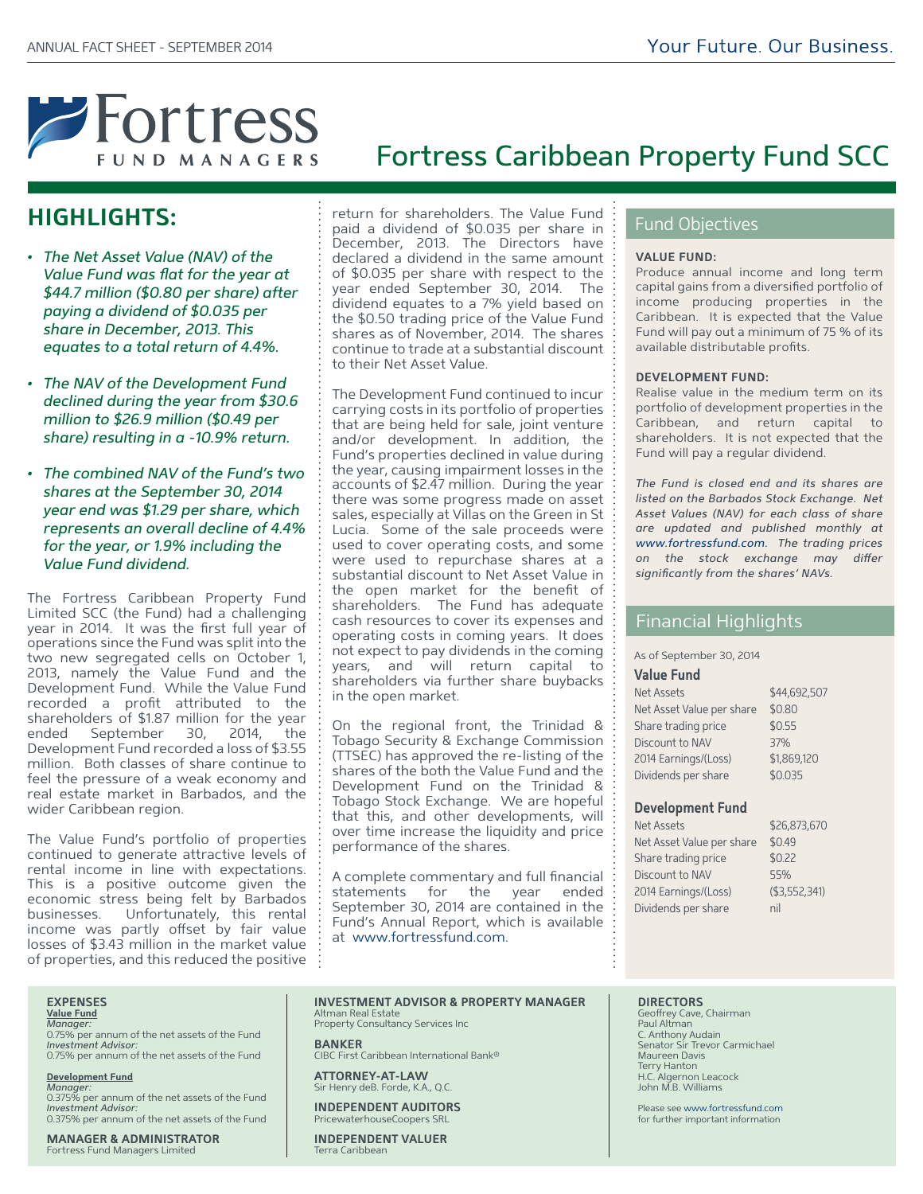ANNUAL FACT SHEET - SEPTEMBER 2014

Your Future. Our Business.

Fortress FUND MANAGERS

# Fortress Caribbean Property Fund SCC

## HIGHLIGHTS:

- *The Net Asset Value (NAV) of the Value Fund was flat for the year at $44.7 million ($0.80 per share) after paying a dividend of $0.035 per share in December, 2013. This equates to a total return of 4.4%.*
- *The NAV of the Development Fund declined during the year from $30.6 million to $26.9 million ($0.49 per share) resulting in a -10.9% return.*
- *The combined NAV of the Fund's two shares at the September 30, 2014 year end was $1.29 per share, which represents an overall decline of 4.4% for the year, or 1.9% including the Value Fund dividend.*

The Fortress Caribbean Property Fund Limited SCC (the Fund) had a challenging year in 2014. It was the first full year of operations since the Fund was split into the two new segregated cells on October 1, 2013, namely the Value Fund and the Development Fund. While the Value Fund recorded a profit attributed to the shareholders of $1.87 million for the year ended September 30, 2014, the Development Fund recorded a loss of $3.55 million. Both classes of share continue to feel the pressure of a weak economy and real estate market in Barbados, and the wider Caribbean region.

The Value Fund's portfolio of properties continued to generate attractive levels of rental income in line with expectations. This is a positive outcome given the economic stress being felt by Barbados businesses. Unfortunately, this rental income was partly offset by fair value losses of $3.43 million in the market value of properties, and this reduced the positive return for shareholders. The Value Fund paid a dividend of $0.035 per share in December, 2013. The Directors have declared a dividend in the same amount of $0.035 per share with respect to the year ended September 30, 2014. The dividend equates to a 7% yield based on the $0.50 trading price of the Value Fund shares as of November, 2014. The shares continue to trade at a substantial discount to their Net Asset Value.

The Development Fund continued to incur carrying costs in its portfolio of properties that are being held for sale, joint venture and/or development. In addition, the Fund's properties declined in value during the year, causing impairment losses in the accounts of $2.47 million. During the year there was some progress made on asset sales, especially at Villas on the Green in St Lucia. Some of the sale proceeds were used to cover operating costs, and some were used to repurchase shares at a substantial discount to Net Asset Value in the open market for the benefit of shareholders. The Fund has adequate cash resources to cover its expenses and operating costs in coming years. It does not expect to pay dividends in the coming years, and will return capital to shareholders via further share buybacks in the open market.

On the regional front, the Trinidad & Tobago Security & Exchange Commission (TTSEC) has approved the re-listing of the shares of the both the Value Fund and the Development Fund on the Trinidad & Tobago Stock Exchange. We are hopeful that this, and other developments, will over time increase the liquidity and price performance of the shares.

A complete commentary and full financial statements for the year ended September 30, 2014 are contained in the Fund's Annual Report, which is available at www.fortressfund.com.

## Fund Objectives

**VALUE FUND:**
Produce annual income and long term capital gains from a diversified portfolio of income producing properties in the Caribbean. It is expected that the Value Fund will pay out a minimum of 75 % of its available distributable profits.

**DEVELOPMENT FUND:**
Realise value in the medium term on its portfolio of development properties in the Caribbean, and return capital to shareholders. It is not expected that the Fund will pay a regular dividend.

*The Fund is closed end and its shares are listed on the Barbados Stock Exchange. Net Asset Values (NAV) for each class of share are updated and published monthly at www.fortressfund.com. The trading prices on the stock exchange may differ significantly from the shares' NAVs.*

## Financial Highlights

As of September 30, 2014

**Value Fund**

| | |
|---|---|
| Net Assets | $44,692,507 |
| Net Asset Value per share | $0.80 |
| Share trading price | $0.55 |
| Discount to NAV | 37% |
| 2014 Earnings/(Loss) | $1,869,120 |
| Dividends per share | $0.035 |

**Development Fund**

| | |
|---|---|
| Net Assets | $26,873,670 |
| Net Asset Value per share | $0.49 |
| Share trading price | $0.22 |
| Discount to NAV | 55% |
| 2014 Earnings/(Loss) | ($3,552,341) |
| Dividends per share | nil |

**EXPENSES**

**Value Fund**
*Manager:*
0.75% per annum of the net assets of the Fund
*Investment Advisor:*
0.75% per annum of the net assets of the Fund

**Development Fund**
*Manager:*
0.375% per annum of the net assets of the Fund
*Investment Advisor:*
0.375% per annum of the net assets of the Fund

**MANAGER & ADMINISTRATOR**
Fortress Fund Managers Limited

**INVESTMENT ADVISOR & PROPERTY MANAGER**
Altman Real Estate
Property Consultancy Services Inc

**BANKER**
CIBC First Caribbean International Bank®

**ATTORNEY-AT-LAW**
Sir Henry deB. Forde, K.A., Q.C.

**INDEPENDENT AUDITORS**
PricewaterhouseCoopers SRL

**INDEPENDENT VALUER**
Terra Caribbean

**DIRECTORS**
Geoffrey Cave, Chairman
Paul Altman
C. Anthony Audain
Senator Sir Trevor Carmichael
Maureen Davis
Terry Hanton
H.C. Algernon Leacock
John M.B. Williams

Please see www.fortressfund.com for further important information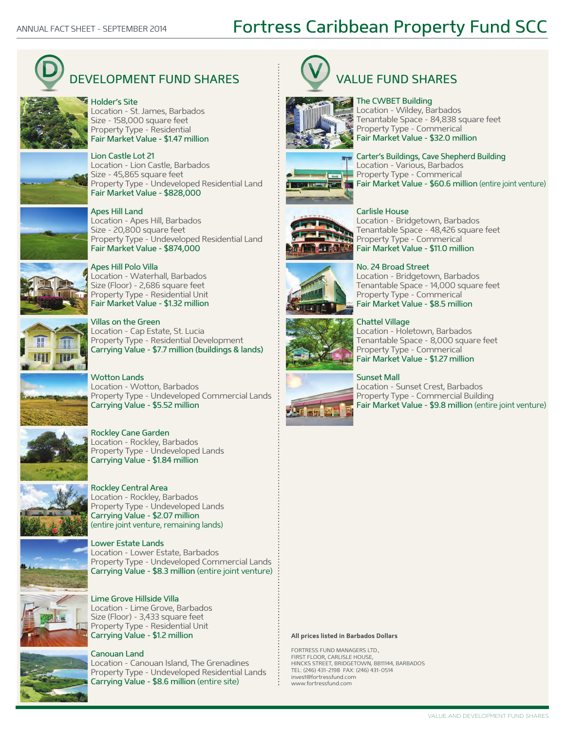# Fortress Caribbean Property Fund SCC

ANNUAL FACT SHEET - SEPTEMBER 2014

## DEVELOPMENT FUND SHARES

**Holder's Site**
Location - St. James, Barbados
Size - 158,000 square feet
Property Type - Residential
Fair Market Value - $1.47 million

**Lion Castle Lot 21**
Location - Lion Castle, Barbados
Size - 45,865 square feet
Property Type - Undeveloped Residential Land
Fair Market Value - $828,000

**Apes Hill Land**
Location - Apes Hill, Barbados
Size - 20,800 square feet
Property Type - Undeveloped Residential Land
Fair Market Value - $874,000

**Apes Hill Polo Villa**
Location - Waterhall, Barbados
Size (Floor) - 2,686 square feet
Property Type - Residential Unit
Fair Market Value - $1.32 million

**Villas on the Green**
Location - Cap Estate, St. Lucia
Property Type - Residential Development
Carrying Value - $7.7 million (buildings & lands)

**Wotton Lands**
Location - Wotton, Barbados
Property Type - Undeveloped Commercial Lands
Carrying Value - $5.52 million

**Rockley Cane Garden**
Location - Rockley, Barbados
Property Type - Undeveloped Lands
Carrying Value - $1.84 million

**Rockley Central Area**
Location - Rockley, Barbados
Property Type - Undeveloped Lands
Carrying Value - $2.07 million
(entire joint venture, remaining lands)

**Lower Estate Lands**
Location - Lower Estate, Barbados
Property Type - Undeveloped Commercial Lands
Carrying Value - $8.3 million (entire joint venture)

**Lime Grove Hillside Villa**
Location - Lime Grove, Barbados
Size (Floor) - 3,433 square feet
Property Type - Residential Unit
Carrying Value - $1.2 million

**Canouan Land**
Location - Canouan Island, The Grenadines
Property Type - Undeveloped Residential Lands
Carrying Value - $8.6 million (entire site)

## VALUE FUND SHARES

**The CWBET Building**
Location - Wildey, Barbados
Tenantable Space - 84,838 square feet
Property Type - Commerical
Fair Market Value - $32.0 million

**Carter's Buildings, Cave Shepherd Building**
Location - Various, Barbados
Property Type - Commerical
Fair Market Value - $60.6 million (entire joint venture)

**Carlisle House**
Location - Bridgetown, Barbados
Tenantable Space - 48,426 square feet
Property Type - Commerical
Fair Market Value - $11.0 million

**No. 24 Broad Street**
Location - Bridgetown, Barbados
Tenantable Space - 14,000 square feet
Property Type - Commerical
Fair Market Value - $8.5 million

**Chattel Village**
Location - Holetown, Barbados
Tenantable Space - 8,000 square feet
Property Type - Commerical
Fair Market Value - $1.27 million

**Sunset Mall**
Location - Sunset Crest, Barbados
Property Type - Commercial Building
Fair Market Value - $9.8 million (entire joint venture)

**All prices listed in Barbados Dollars**

FORTRESS FUND MANAGERS LTD.,
FIRST FLOOR, CARLISLE HOUSE,
HINCKS STREET, BRIDGETOWN, BB11144, BARBADOS
TEL: (246) 431-2198 FAX: (246) 431-0514
invest@fortressfund.com
www.fortressfund.com